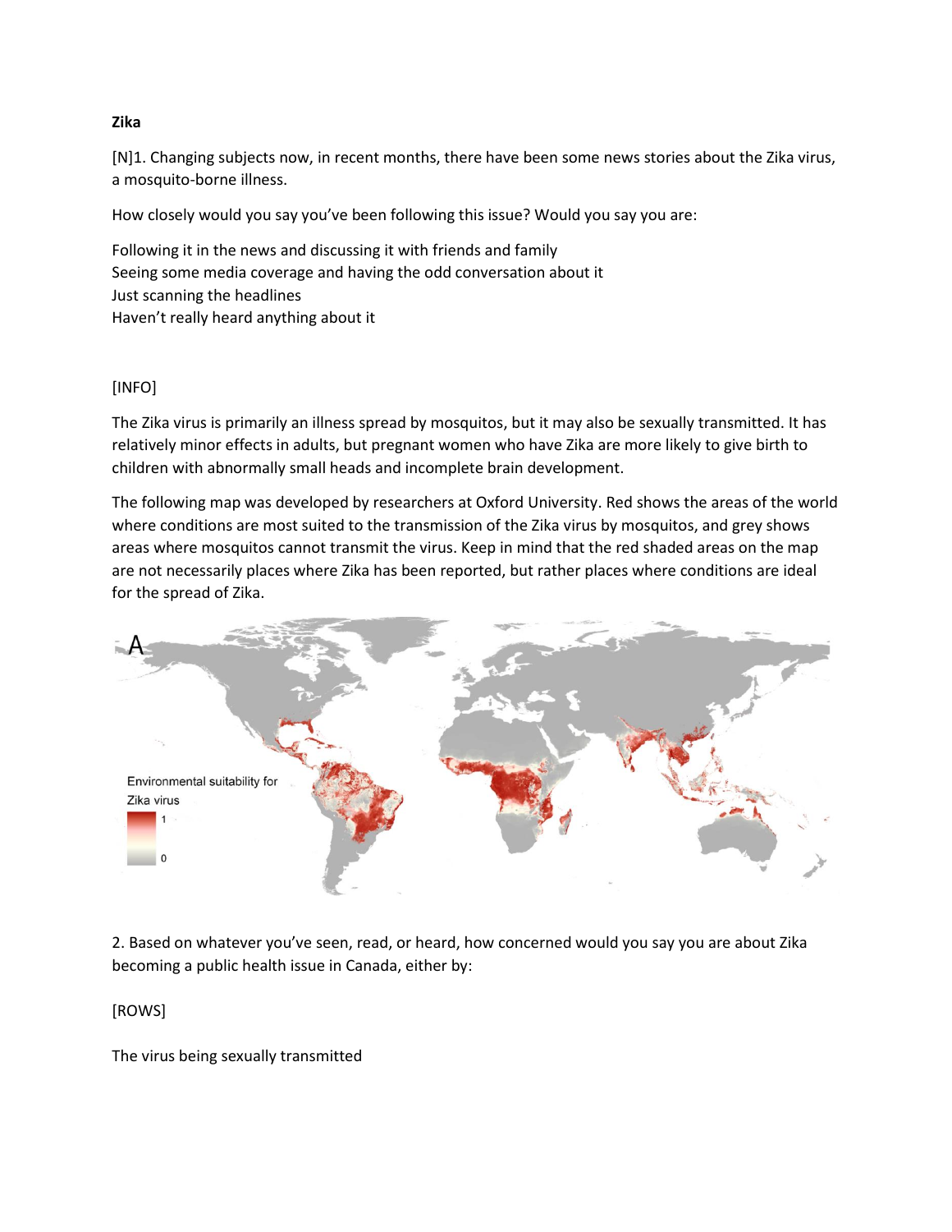**Zika**

[N]1. Changing subjects now, in recent months, there have been some news stories about the Zika virus, a mosquito-borne illness.

How closely would you say you've been following this issue? Would you say you are:

Following it in the news and discussing it with friends and family
Seeing some media coverage and having the odd conversation about it
Just scanning the headlines
Haven't really heard anything about it

[INFO]

The Zika virus is primarily an illness spread by mosquitos, but it may also be sexually transmitted. It has relatively minor effects in adults, but pregnant women who have Zika are more likely to give birth to children with abnormally small heads and incomplete brain development.

The following map was developed by researchers at Oxford University. Red shows the areas of the world where conditions are most suited to the transmission of the Zika virus by mosquitos, and grey shows areas where mosquitos cannot transmit the virus. Keep in mind that the red shaded areas on the map are not necessarily places where Zika has been reported, but rather places where conditions are ideal for the spread of Zika.

A

Environmental suitability for Zika virus

1

0

2. Based on whatever you've seen, read, or heard, how concerned would you say you are about Zika becoming a public health issue in Canada, either by:

[ROWS]

The virus being sexually transmitted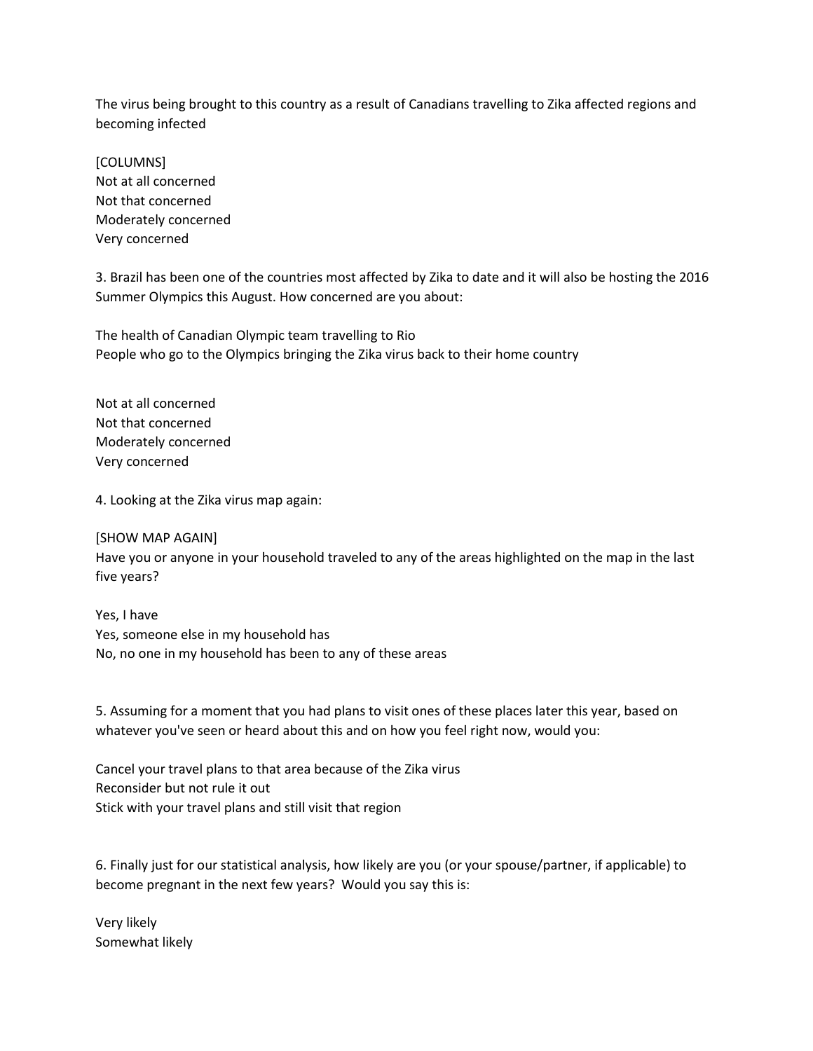The virus being brought to this country as a result of Canadians travelling to Zika affected regions and becoming infected

[COLUMNS]
Not at all concerned
Not that concerned
Moderately concerned
Very concerned

3. Brazil has been one of the countries most affected by Zika to date and it will also be hosting the 2016 Summer Olympics this August. How concerned are you about:

The health of Canadian Olympic team travelling to Rio
People who go to the Olympics bringing the Zika virus back to their home country

Not at all concerned
Not that concerned
Moderately concerned
Very concerned

4. Looking at the Zika virus map again:

[SHOW MAP AGAIN]
Have you or anyone in your household traveled to any of the areas highlighted on the map in the last five years?

Yes, I have
Yes, someone else in my household has
No, no one in my household has been to any of these areas

5. Assuming for a moment that you had plans to visit ones of these places later this year, based on whatever you've seen or heard about this and on how you feel right now, would you:

Cancel your travel plans to that area because of the Zika virus
Reconsider but not rule it out
Stick with your travel plans and still visit that region

6. Finally just for our statistical analysis, how likely are you (or your spouse/partner, if applicable) to become pregnant in the next few years? Would you say this is:

Very likely
Somewhat likely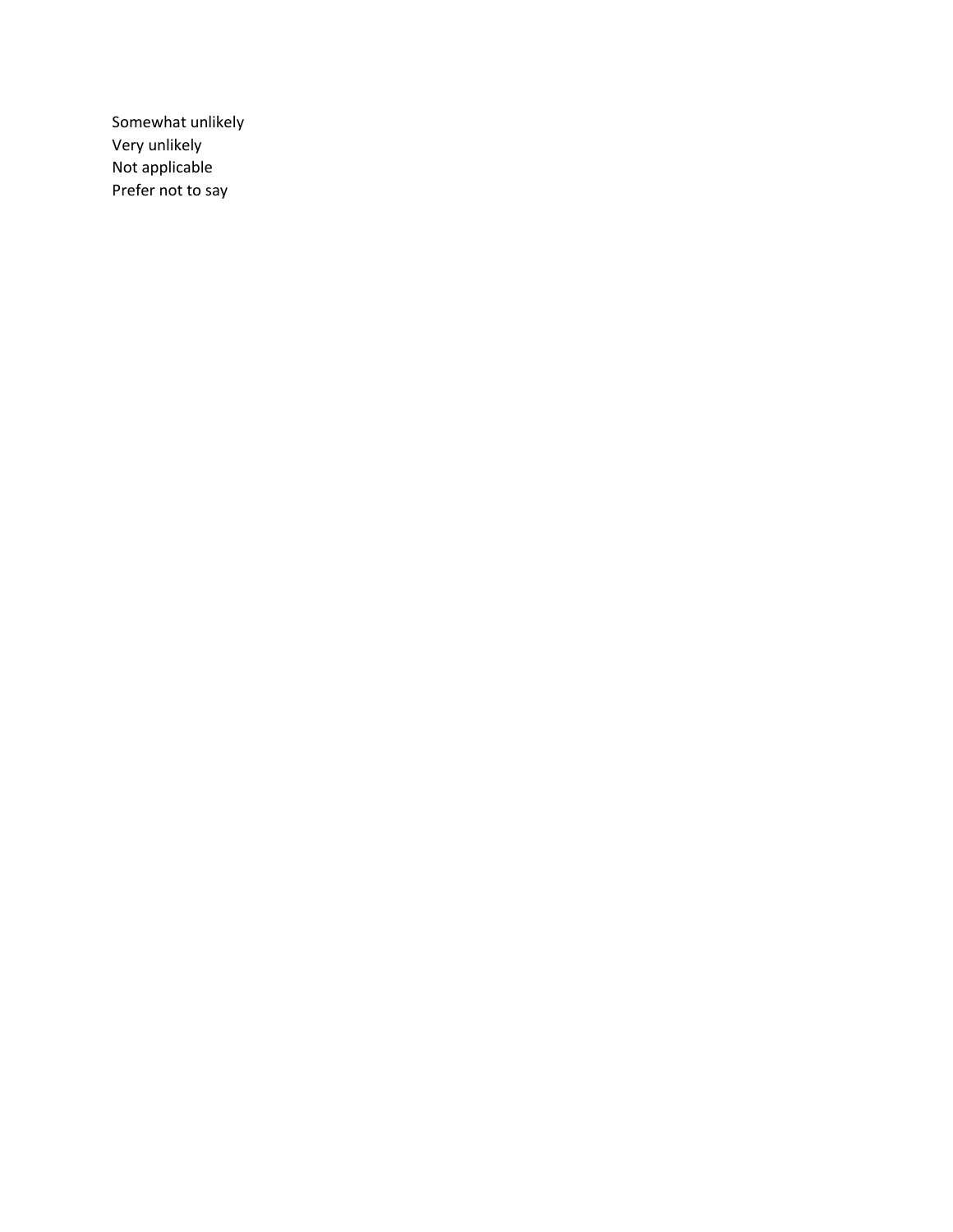Somewhat unlikely
Very unlikely
Not applicable
Prefer not to say